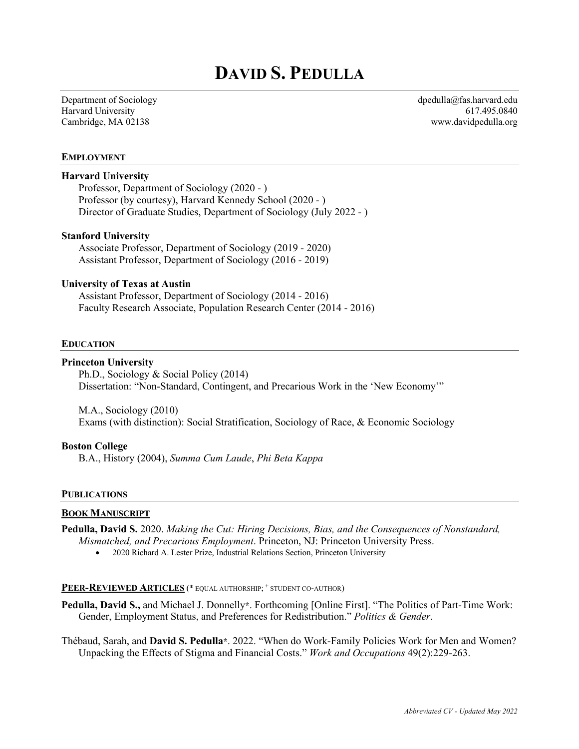# DAVID S. PEDULLA

Department of Sociology
Harvard University
Cambridge, MA 02138

dpedulla@fas.harvard.edu
617.495.0840
www.davidpedulla.org

## EMPLOYMENT

**Harvard University**
Professor, Department of Sociology (2020 - )
Professor (by courtesy), Harvard Kennedy School (2020 - )
Director of Graduate Studies, Department of Sociology (July 2022 - )

**Stanford University**
Associate Professor, Department of Sociology (2019 - 2020)
Assistant Professor, Department of Sociology (2016 - 2019)

**University of Texas at Austin**
Assistant Professor, Department of Sociology (2014 - 2016)
Faculty Research Associate, Population Research Center (2014 - 2016)

## EDUCATION

**Princeton University**
Ph.D., Sociology & Social Policy (2014)
Dissertation: "Non-Standard, Contingent, and Precarious Work in the 'New Economy'"

M.A., Sociology (2010)
Exams (with distinction): Social Stratification, Sociology of Race, & Economic Sociology

**Boston College**
B.A., History (2004), *Summa Cum Laude*, *Phi Beta Kappa*

## PUBLICATIONS

### BOOK MANUSCRIPT

**Pedulla, David S.** 2020. *Making the Cut: Hiring Decisions, Bias, and the Consequences of Nonstandard, Mismatched, and Precarious Employment*. Princeton, NJ: Princeton University Press.

- 2020 Richard A. Lester Prize, Industrial Relations Section, Princeton University

### PEER-REVIEWED ARTICLES (* EQUAL AUTHORSHIP; + STUDENT CO-AUTHOR)

**Pedulla, David S.,** and Michael J. Donnelly*. Forthcoming [Online First]. "The Politics of Part-Time Work: Gender, Employment Status, and Preferences for Redistribution." *Politics & Gender*.

Thébaud, Sarah, and **David S. Pedulla***. 2022. "When do Work-Family Policies Work for Men and Women? Unpacking the Effects of Stigma and Financial Costs." *Work and Occupations* 49(2):229-263.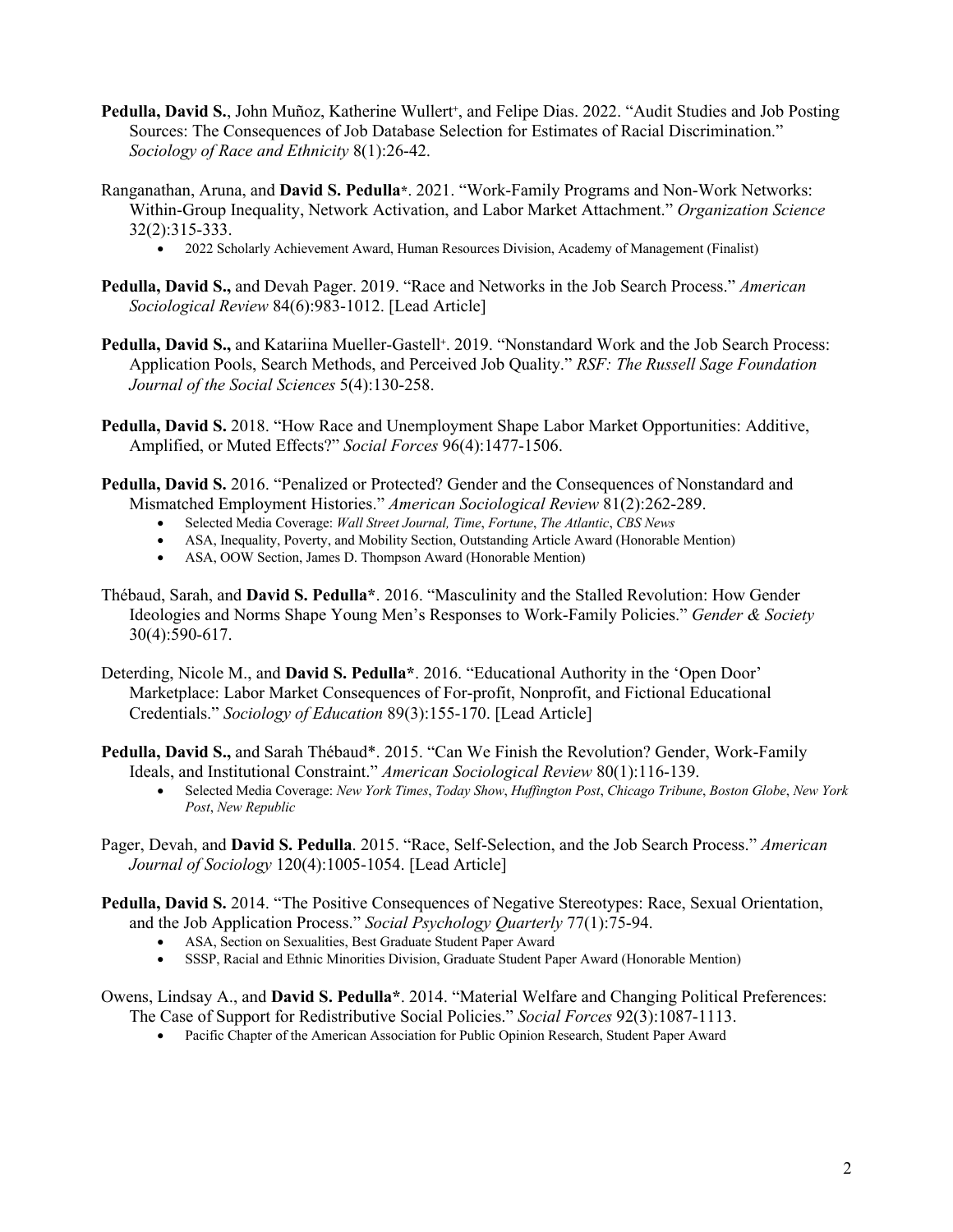**Pedulla, David S.**, John Muñoz, Katherine Wullert+, and Felipe Dias. 2022. "Audit Studies and Job Posting Sources: The Consequences of Job Database Selection for Estimates of Racial Discrimination." *Sociology of Race and Ethnicity* 8(1):26-42.

Ranganathan, Aruna, and **David S. Pedulla***. 2021. "Work-Family Programs and Non-Work Networks: Within-Group Inequality, Network Activation, and Labor Market Attachment." *Organization Science* 32(2):315-333.

- 2022 Scholarly Achievement Award, Human Resources Division, Academy of Management (Finalist)

**Pedulla, David S.,** and Devah Pager. 2019. "Race and Networks in the Job Search Process." *American Sociological Review* 84(6):983-1012. [Lead Article]

**Pedulla, David S.,** and Katariina Mueller-Gastell+. 2019. "Nonstandard Work and the Job Search Process: Application Pools, Search Methods, and Perceived Job Quality." *RSF: The Russell Sage Foundation Journal of the Social Sciences* 5(4):130-258.

**Pedulla, David S.** 2018. "How Race and Unemployment Shape Labor Market Opportunities: Additive, Amplified, or Muted Effects?" *Social Forces* 96(4):1477-1506.

**Pedulla, David S.** 2016. "Penalized or Protected? Gender and the Consequences of Nonstandard and Mismatched Employment Histories." *American Sociological Review* 81(2):262-289.

- Selected Media Coverage: *Wall Street Journal, Time*, *Fortune*, *The Atlantic*, *CBS News*
- ASA, Inequality, Poverty, and Mobility Section, Outstanding Article Award (Honorable Mention)
- ASA, OOW Section, James D. Thompson Award (Honorable Mention)

Thébaud, Sarah, and **David S. Pedulla***. 2016. "Masculinity and the Stalled Revolution: How Gender Ideologies and Norms Shape Young Men's Responses to Work-Family Policies." *Gender & Society* 30(4):590-617.

Deterding, Nicole M., and **David S. Pedulla***. 2016. "Educational Authority in the 'Open Door' Marketplace: Labor Market Consequences of For-profit, Nonprofit, and Fictional Educational Credentials." *Sociology of Education* 89(3):155-170. [Lead Article]

**Pedulla, David S.,** and Sarah Thébaud*. 2015. "Can We Finish the Revolution? Gender, Work-Family Ideals, and Institutional Constraint." *American Sociological Review* 80(1):116-139.

- Selected Media Coverage: *New York Times*, *Today Show*, *Huffington Post*, *Chicago Tribune*, *Boston Globe*, *New York Post*, *New Republic*

Pager, Devah, and **David S. Pedulla**. 2015. "Race, Self-Selection, and the Job Search Process." *American Journal of Sociology* 120(4):1005-1054. [Lead Article]

**Pedulla, David S.** 2014. "The Positive Consequences of Negative Stereotypes: Race, Sexual Orientation, and the Job Application Process." *Social Psychology Quarterly* 77(1):75-94.

- ASA, Section on Sexualities, Best Graduate Student Paper Award
- SSSP, Racial and Ethnic Minorities Division, Graduate Student Paper Award (Honorable Mention)

Owens, Lindsay A., and **David S. Pedulla***. 2014. "Material Welfare and Changing Political Preferences: The Case of Support for Redistributive Social Policies." *Social Forces* 92(3):1087-1113.

- Pacific Chapter of the American Association for Public Opinion Research, Student Paper Award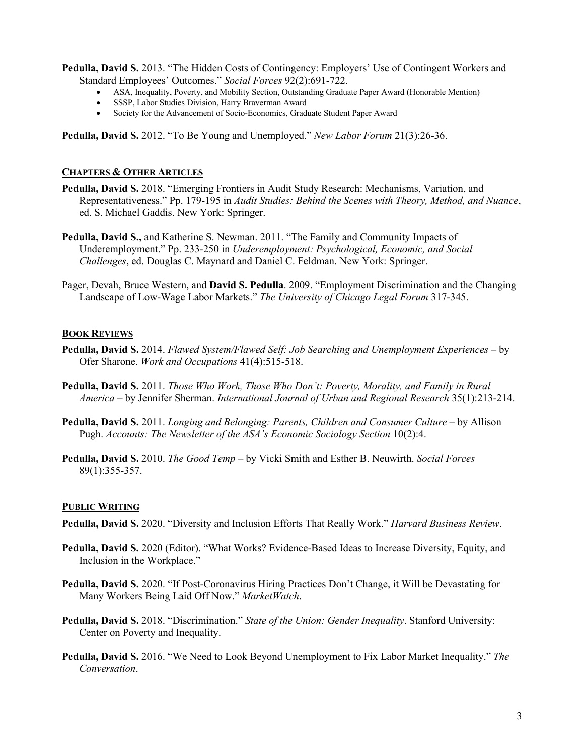**Pedulla, David S.** 2013. "The Hidden Costs of Contingency: Employers' Use of Contingent Workers and Standard Employees' Outcomes." *Social Forces* 92(2):691-722.

- ASA, Inequality, Poverty, and Mobility Section, Outstanding Graduate Paper Award (Honorable Mention)
- SSSP, Labor Studies Division, Harry Braverman Award
- Society for the Advancement of Socio-Economics, Graduate Student Paper Award

**Pedulla, David S.** 2012. "To Be Young and Unemployed." *New Labor Forum* 21(3):26-36.

## CHAPTERS & OTHER ARTICLES

**Pedulla, David S.** 2018. "Emerging Frontiers in Audit Study Research: Mechanisms, Variation, and Representativeness." Pp. 179-195 in *Audit Studies: Behind the Scenes with Theory, Method, and Nuance*, ed. S. Michael Gaddis. New York: Springer.

**Pedulla, David S.,** and Katherine S. Newman. 2011. "The Family and Community Impacts of Underemployment." Pp. 233-250 in *Underemployment: Psychological, Economic, and Social Challenges*, ed. Douglas C. Maynard and Daniel C. Feldman. New York: Springer.

Pager, Devah, Bruce Western, and **David S. Pedulla**. 2009. "Employment Discrimination and the Changing Landscape of Low-Wage Labor Markets." *The University of Chicago Legal Forum* 317-345.

## BOOK REVIEWS

**Pedulla, David S.** 2014. *Flawed System/Flawed Self: Job Searching and Unemployment Experiences* – by Ofer Sharone. *Work and Occupations* 41(4):515-518.

**Pedulla, David S.** 2011. *Those Who Work, Those Who Don't: Poverty, Morality, and Family in Rural America* – by Jennifer Sherman. *International Journal of Urban and Regional Research* 35(1):213-214.

**Pedulla, David S.** 2011. *Longing and Belonging: Parents, Children and Consumer Culture* – by Allison Pugh. *Accounts: The Newsletter of the ASA's Economic Sociology Section* 10(2):4.

**Pedulla, David S.** 2010. *The Good Temp* – by Vicki Smith and Esther B. Neuwirth. *Social Forces* 89(1):355-357.

## PUBLIC WRITING

**Pedulla, David S.** 2020. "Diversity and Inclusion Efforts That Really Work." *Harvard Business Review*.

**Pedulla, David S.** 2020 (Editor). "What Works? Evidence-Based Ideas to Increase Diversity, Equity, and Inclusion in the Workplace."

**Pedulla, David S.** 2020. "If Post-Coronavirus Hiring Practices Don't Change, it Will be Devastating for Many Workers Being Laid Off Now." *MarketWatch*.

**Pedulla, David S.** 2018. "Discrimination." *State of the Union: Gender Inequality*. Stanford University: Center on Poverty and Inequality.

**Pedulla, David S.** 2016. "We Need to Look Beyond Unemployment to Fix Labor Market Inequality." *The Conversation*.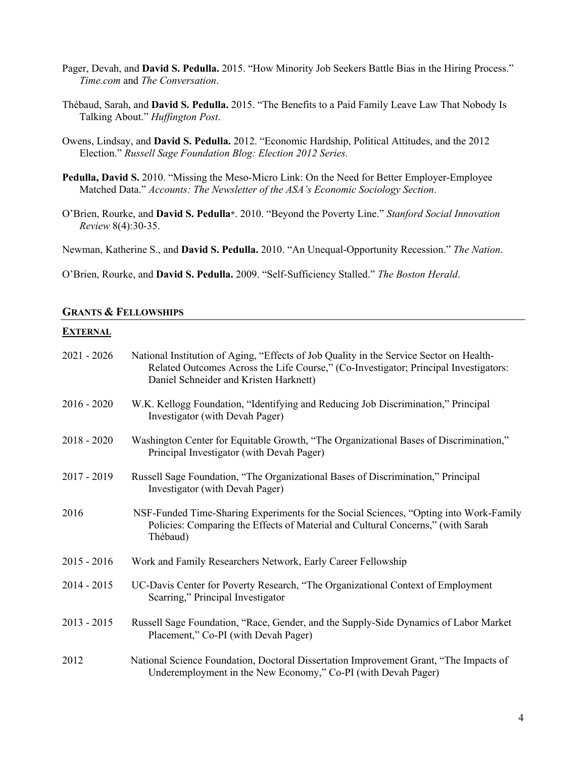Pager, Devah, and **David S. Pedulla.** 2015. "How Minority Job Seekers Battle Bias in the Hiring Process." *Time.com* and *The Conversation*.

Thébaud, Sarah, and **David S. Pedulla.** 2015. "The Benefits to a Paid Family Leave Law That Nobody Is Talking About." *Huffington Post*.

Owens, Lindsay, and **David S. Pedulla.** 2012. "Economic Hardship, Political Attitudes, and the 2012 Election." *Russell Sage Foundation Blog: Election 2012 Series.*

**Pedulla, David S.** 2010. "Missing the Meso-Micro Link: On the Need for Better Employer-Employee Matched Data." *Accounts: The Newsletter of the ASA's Economic Sociology Section*.

O'Brien, Rourke, and **David S. Pedulla***. 2010. "Beyond the Poverty Line." *Stanford Social Innovation Review* 8(4):30-35.

Newman, Katherine S., and **David S. Pedulla.** 2010. "An Unequal-Opportunity Recession." *The Nation*.

O'Brien, Rourke, and **David S. Pedulla.** 2009. "Self-Sufficiency Stalled." *The Boston Herald*.

## GRANTS & FELLOWSHIPS

### EXTERNAL

2021 - 2026 National Institution of Aging, "Effects of Job Quality in the Service Sector on Health-Related Outcomes Across the Life Course," (Co-Investigator; Principal Investigators: Daniel Schneider and Kristen Harknett)

2016 - 2020 W.K. Kellogg Foundation, "Identifying and Reducing Job Discrimination," Principal Investigator (with Devah Pager)

2018 - 2020 Washington Center for Equitable Growth, "The Organizational Bases of Discrimination," Principal Investigator (with Devah Pager)

2017 - 2019 Russell Sage Foundation, "The Organizational Bases of Discrimination," Principal Investigator (with Devah Pager)

2016 NSF-Funded Time-Sharing Experiments for the Social Sciences, "Opting into Work-Family Policies: Comparing the Effects of Material and Cultural Concerns," (with Sarah Thébaud)

2015 - 2016 Work and Family Researchers Network, Early Career Fellowship

2014 - 2015 UC-Davis Center for Poverty Research, "The Organizational Context of Employment Scarring," Principal Investigator

2013 - 2015 Russell Sage Foundation, "Race, Gender, and the Supply-Side Dynamics of Labor Market Placement," Co-PI (with Devah Pager)

2012 National Science Foundation, Doctoral Dissertation Improvement Grant, "The Impacts of Underemployment in the New Economy," Co-PI (with Devah Pager)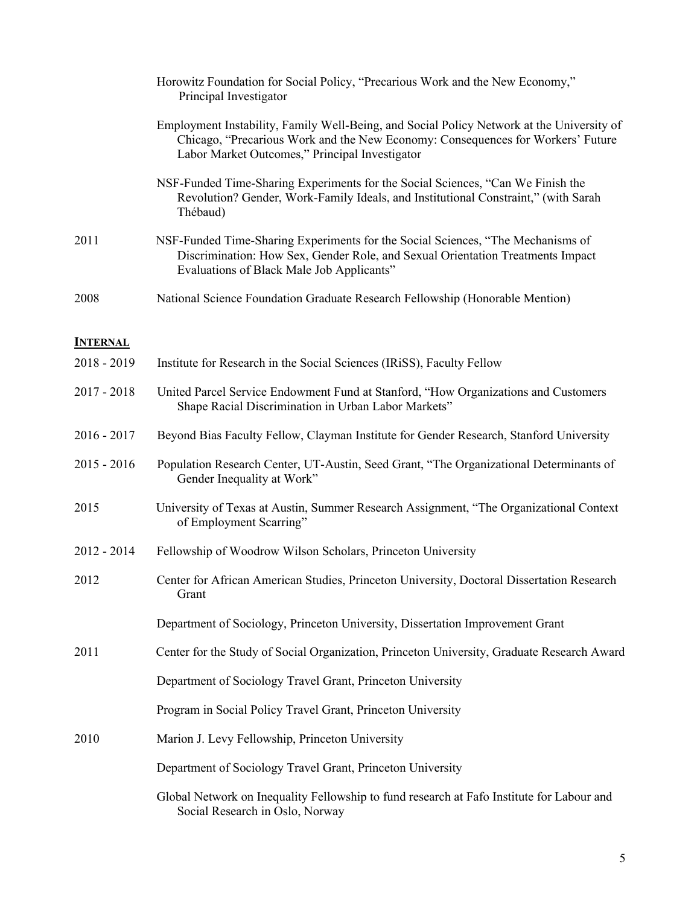| | |
|---|---|
| | Horowitz Foundation for Social Policy, "Precarious Work and the New Economy," Principal Investigator |
| | Employment Instability, Family Well-Being, and Social Policy Network at the University of Chicago, "Precarious Work and the New Economy: Consequences for Workers' Future Labor Market Outcomes," Principal Investigator |
| | NSF-Funded Time-Sharing Experiments for the Social Sciences, "Can We Finish the Revolution? Gender, Work-Family Ideals, and Institutional Constraint," (with Sarah Thébaud) |
| 2011 | NSF-Funded Time-Sharing Experiments for the Social Sciences, "The Mechanisms of Discrimination: How Sex, Gender Role, and Sexual Orientation Treatments Impact Evaluations of Black Male Job Applicants" |
| 2008 | National Science Foundation Graduate Research Fellowship (Honorable Mention) |

**INTERNAL**

| | |
|---|---|
| 2018 - 2019 | Institute for Research in the Social Sciences (IRiSS), Faculty Fellow |
| 2017 - 2018 | United Parcel Service Endowment Fund at Stanford, "How Organizations and Customers Shape Racial Discrimination in Urban Labor Markets" |
| 2016 - 2017 | Beyond Bias Faculty Fellow, Clayman Institute for Gender Research, Stanford University |
| 2015 - 2016 | Population Research Center, UT-Austin, Seed Grant, "The Organizational Determinants of Gender Inequality at Work" |
| 2015 | University of Texas at Austin, Summer Research Assignment, "The Organizational Context of Employment Scarring" |
| 2012 - 2014 | Fellowship of Woodrow Wilson Scholars, Princeton University |
| 2012 | Center for African American Studies, Princeton University, Doctoral Dissertation Research Grant |
| | Department of Sociology, Princeton University, Dissertation Improvement Grant |
| 2011 | Center for the Study of Social Organization, Princeton University, Graduate Research Award |
| | Department of Sociology Travel Grant, Princeton University |
| | Program in Social Policy Travel Grant, Princeton University |
| 2010 | Marion J. Levy Fellowship, Princeton University |
| | Department of Sociology Travel Grant, Princeton University |
| | Global Network on Inequality Fellowship to fund research at Fafo Institute for Labour and Social Research in Oslo, Norway |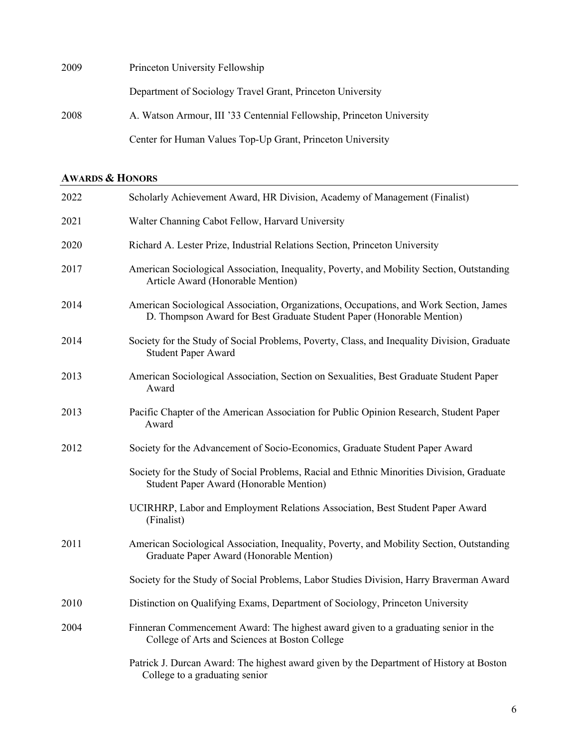| | |
|---|---|
| 2009 | Princeton University Fellowship |
| | Department of Sociology Travel Grant, Princeton University |
| 2008 | A. Watson Armour, III ’33 Centennial Fellowship, Princeton University |
| | Center for Human Values Top-Up Grant, Princeton University |

## AWARDS & HONORS

| | |
|---|---|
| 2022 | Scholarly Achievement Award, HR Division, Academy of Management (Finalist) |
| 2021 | Walter Channing Cabot Fellow, Harvard University |
| 2020 | Richard A. Lester Prize, Industrial Relations Section, Princeton University |
| 2017 | American Sociological Association, Inequality, Poverty, and Mobility Section, Outstanding Article Award (Honorable Mention) |
| 2014 | American Sociological Association, Organizations, Occupations, and Work Section, James D. Thompson Award for Best Graduate Student Paper (Honorable Mention) |
| 2014 | Society for the Study of Social Problems, Poverty, Class, and Inequality Division, Graduate Student Paper Award |
| 2013 | American Sociological Association, Section on Sexualities, Best Graduate Student Paper Award |
| 2013 | Pacific Chapter of the American Association for Public Opinion Research, Student Paper Award |
| 2012 | Society for the Advancement of Socio-Economics, Graduate Student Paper Award |
| | Society for the Study of Social Problems, Racial and Ethnic Minorities Division, Graduate Student Paper Award (Honorable Mention) |
| | UCIRHRP, Labor and Employment Relations Association, Best Student Paper Award (Finalist) |
| 2011 | American Sociological Association, Inequality, Poverty, and Mobility Section, Outstanding Graduate Paper Award (Honorable Mention) |
| | Society for the Study of Social Problems, Labor Studies Division, Harry Braverman Award |
| 2010 | Distinction on Qualifying Exams, Department of Sociology, Princeton University |
| 2004 | Finneran Commencement Award: The highest award given to a graduating senior in the College of Arts and Sciences at Boston College |
| | Patrick J. Durcan Award: The highest award given by the Department of History at Boston College to a graduating senior |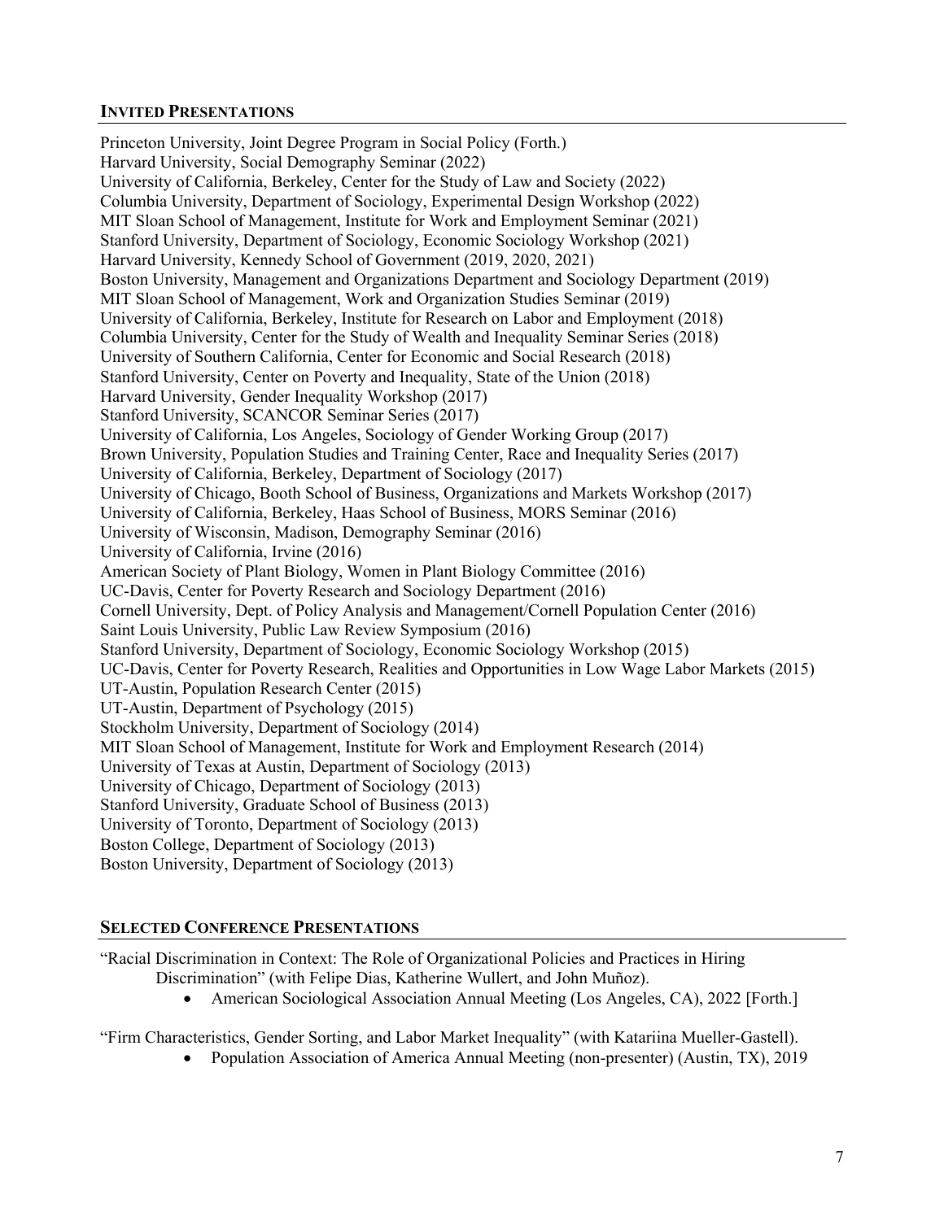## INVITED PRESENTATIONS

Princeton University, Joint Degree Program in Social Policy (Forth.)
Harvard University, Social Demography Seminar (2022)
University of California, Berkeley, Center for the Study of Law and Society (2022)
Columbia University, Department of Sociology, Experimental Design Workshop (2022)
MIT Sloan School of Management, Institute for Work and Employment Seminar (2021)
Stanford University, Department of Sociology, Economic Sociology Workshop (2021)
Harvard University, Kennedy School of Government (2019, 2020, 2021)
Boston University, Management and Organizations Department and Sociology Department (2019)
MIT Sloan School of Management, Work and Organization Studies Seminar (2019)
University of California, Berkeley, Institute for Research on Labor and Employment (2018)
Columbia University, Center for the Study of Wealth and Inequality Seminar Series (2018)
University of Southern California, Center for Economic and Social Research (2018)
Stanford University, Center on Poverty and Inequality, State of the Union (2018)
Harvard University, Gender Inequality Workshop (2017)
Stanford University, SCANCOR Seminar Series (2017)
University of California, Los Angeles, Sociology of Gender Working Group (2017)
Brown University, Population Studies and Training Center, Race and Inequality Series (2017)
University of California, Berkeley, Department of Sociology (2017)
University of Chicago, Booth School of Business, Organizations and Markets Workshop (2017)
University of California, Berkeley, Haas School of Business, MORS Seminar (2016)
University of Wisconsin, Madison, Demography Seminar (2016)
University of California, Irvine (2016)
American Society of Plant Biology, Women in Plant Biology Committee (2016)
UC-Davis, Center for Poverty Research and Sociology Department (2016)
Cornell University, Dept. of Policy Analysis and Management/Cornell Population Center (2016)
Saint Louis University, Public Law Review Symposium (2016)
Stanford University, Department of Sociology, Economic Sociology Workshop (2015)
UC-Davis, Center for Poverty Research, Realities and Opportunities in Low Wage Labor Markets (2015)
UT-Austin, Population Research Center (2015)
UT-Austin, Department of Psychology (2015)
Stockholm University, Department of Sociology (2014)
MIT Sloan School of Management, Institute for Work and Employment Research (2014)
University of Texas at Austin, Department of Sociology (2013)
University of Chicago, Department of Sociology (2013)
Stanford University, Graduate School of Business (2013)
University of Toronto, Department of Sociology (2013)
Boston College, Department of Sociology (2013)
Boston University, Department of Sociology (2013)

## SELECTED CONFERENCE PRESENTATIONS

"Racial Discrimination in Context: The Role of Organizational Policies and Practices in Hiring Discrimination" (with Felipe Dias, Katherine Wullert, and John Muñoz).

- American Sociological Association Annual Meeting (Los Angeles, CA), 2022 [Forth.]

"Firm Characteristics, Gender Sorting, and Labor Market Inequality" (with Katariina Mueller-Gastell).

- Population Association of America Annual Meeting (non-presenter) (Austin, TX), 2019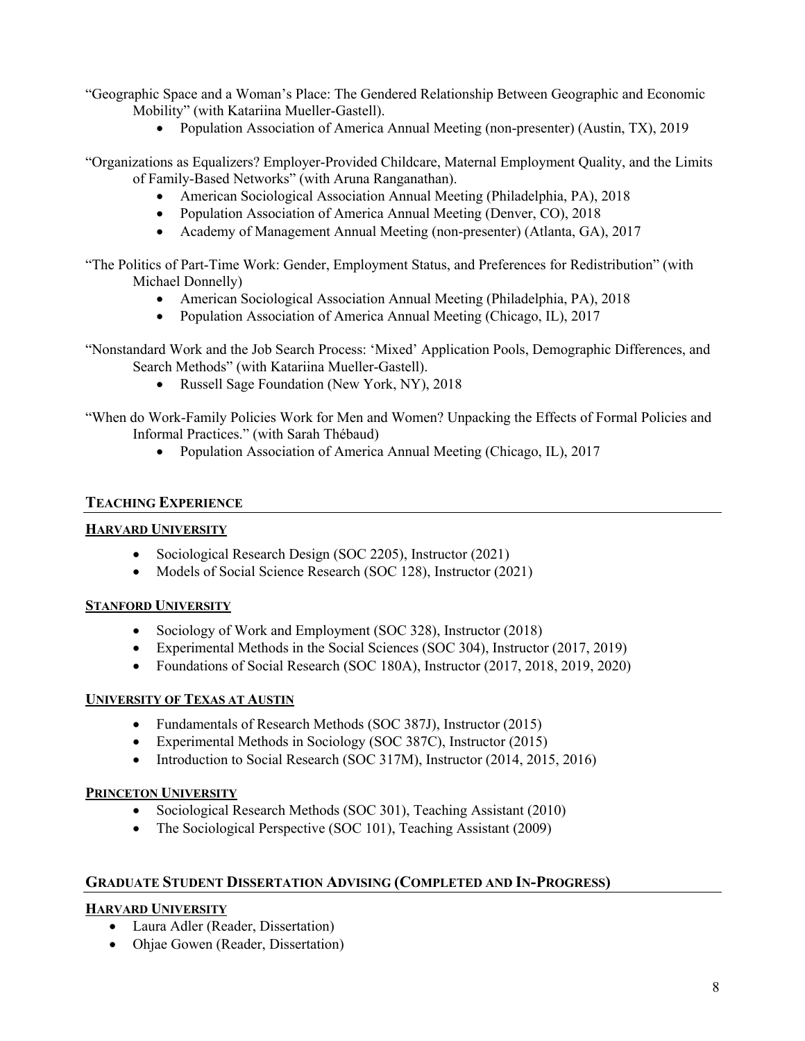"Geographic Space and a Woman's Place: The Gendered Relationship Between Geographic and Economic Mobility" (with Katariina Mueller-Gastell).

- Population Association of America Annual Meeting (non-presenter) (Austin, TX), 2019

"Organizations as Equalizers? Employer-Provided Childcare, Maternal Employment Quality, and the Limits of Family-Based Networks" (with Aruna Ranganathan).

- American Sociological Association Annual Meeting (Philadelphia, PA), 2018
- Population Association of America Annual Meeting (Denver, CO), 2018
- Academy of Management Annual Meeting (non-presenter) (Atlanta, GA), 2017

"The Politics of Part-Time Work: Gender, Employment Status, and Preferences for Redistribution" (with Michael Donnelly)

- American Sociological Association Annual Meeting (Philadelphia, PA), 2018
- Population Association of America Annual Meeting (Chicago, IL), 2017

"Nonstandard Work and the Job Search Process: 'Mixed' Application Pools, Demographic Differences, and Search Methods" (with Katariina Mueller-Gastell).

- Russell Sage Foundation (New York, NY), 2018

"When do Work-Family Policies Work for Men and Women? Unpacking the Effects of Formal Policies and Informal Practices." (with Sarah Thébaud)

- Population Association of America Annual Meeting (Chicago, IL), 2017

## Teaching Experience

### Harvard University

- Sociological Research Design (SOC 2205), Instructor (2021)
- Models of Social Science Research (SOC 128), Instructor (2021)

### Stanford University

- Sociology of Work and Employment (SOC 328), Instructor (2018)
- Experimental Methods in the Social Sciences (SOC 304), Instructor (2017, 2019)
- Foundations of Social Research (SOC 180A), Instructor (2017, 2018, 2019, 2020)

### University of Texas at Austin

- Fundamentals of Research Methods (SOC 387J), Instructor (2015)
- Experimental Methods in Sociology (SOC 387C), Instructor (2015)
- Introduction to Social Research (SOC 317M), Instructor (2014, 2015, 2016)

### Princeton University

- Sociological Research Methods (SOC 301), Teaching Assistant (2010)
- The Sociological Perspective (SOC 101), Teaching Assistant (2009)

## Graduate Student Dissertation Advising (Completed and In-Progress)

### Harvard University

- Laura Adler (Reader, Dissertation)
- Ohjae Gowen (Reader, Dissertation)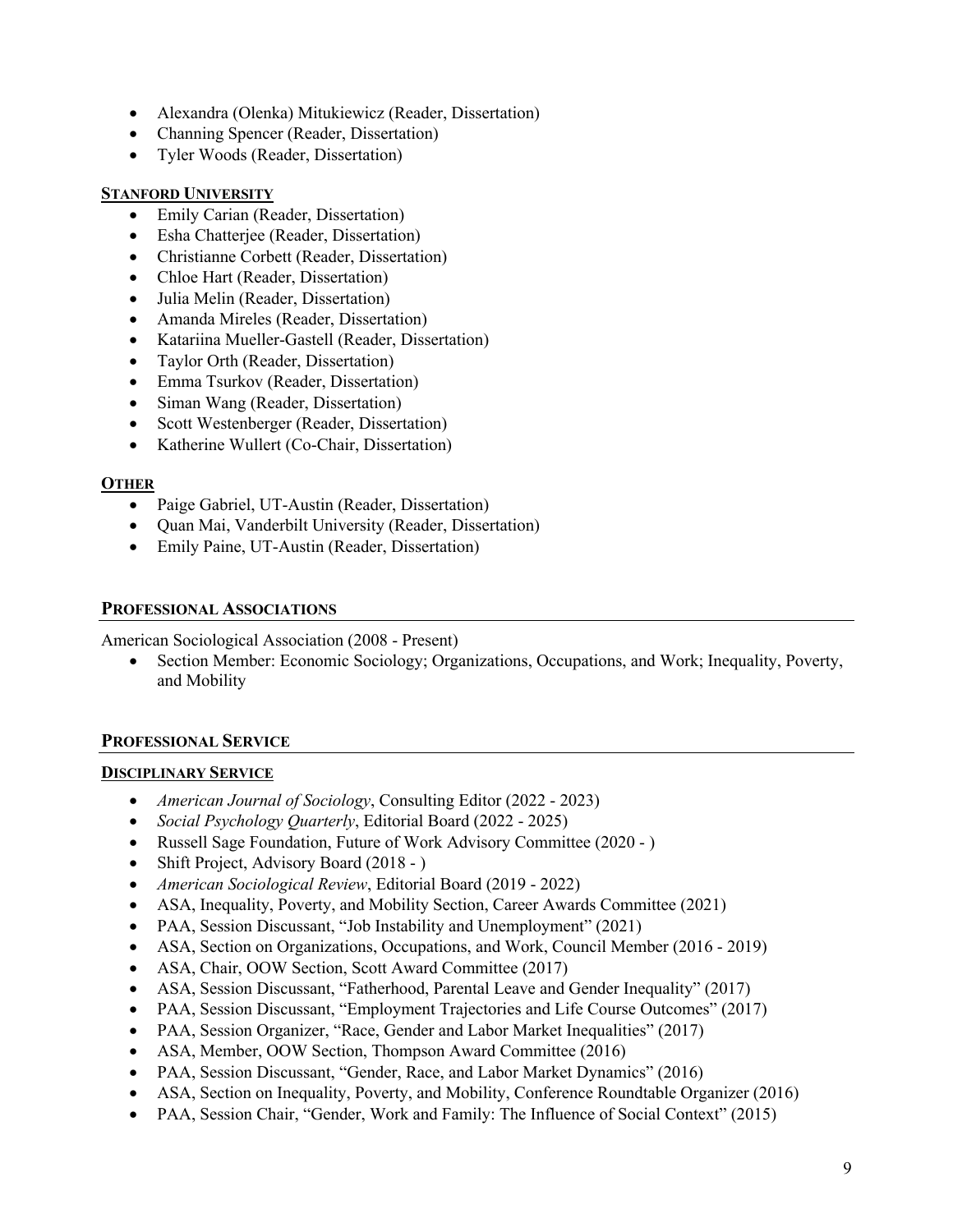- Alexandra (Olenka) Mitukiewicz (Reader, Dissertation)
- Channing Spencer (Reader, Dissertation)
- Tyler Woods (Reader, Dissertation)

### STANFORD UNIVERSITY

- Emily Carian (Reader, Dissertation)
- Esha Chatterjee (Reader, Dissertation)
- Christianne Corbett (Reader, Dissertation)
- Chloe Hart (Reader, Dissertation)
- Julia Melin (Reader, Dissertation)
- Amanda Mireles (Reader, Dissertation)
- Katariina Mueller-Gastell (Reader, Dissertation)
- Taylor Orth (Reader, Dissertation)
- Emma Tsurkov (Reader, Dissertation)
- Siman Wang (Reader, Dissertation)
- Scott Westenberger (Reader, Dissertation)
- Katherine Wullert (Co-Chair, Dissertation)

### OTHER

- Paige Gabriel, UT-Austin (Reader, Dissertation)
- Quan Mai, Vanderbilt University (Reader, Dissertation)
- Emily Paine, UT-Austin (Reader, Dissertation)

## PROFESSIONAL ASSOCIATIONS

American Sociological Association (2008 - Present)

- Section Member: Economic Sociology; Organizations, Occupations, and Work; Inequality, Poverty, and Mobility

## PROFESSIONAL SERVICE

### DISCIPLINARY SERVICE

- *American Journal of Sociology*, Consulting Editor (2022 - 2023)
- *Social Psychology Quarterly*, Editorial Board (2022 - 2025)
- Russell Sage Foundation, Future of Work Advisory Committee (2020 - )
- Shift Project, Advisory Board (2018 - )
- *American Sociological Review*, Editorial Board (2019 - 2022)
- ASA, Inequality, Poverty, and Mobility Section, Career Awards Committee (2021)
- PAA, Session Discussant, "Job Instability and Unemployment" (2021)
- ASA, Section on Organizations, Occupations, and Work, Council Member (2016 - 2019)
- ASA, Chair, OOW Section, Scott Award Committee (2017)
- ASA, Session Discussant, "Fatherhood, Parental Leave and Gender Inequality" (2017)
- PAA, Session Discussant, "Employment Trajectories and Life Course Outcomes" (2017)
- PAA, Session Organizer, "Race, Gender and Labor Market Inequalities" (2017)
- ASA, Member, OOW Section, Thompson Award Committee (2016)
- PAA, Session Discussant, "Gender, Race, and Labor Market Dynamics" (2016)
- ASA, Section on Inequality, Poverty, and Mobility, Conference Roundtable Organizer (2016)
- PAA, Session Chair, "Gender, Work and Family: The Influence of Social Context" (2015)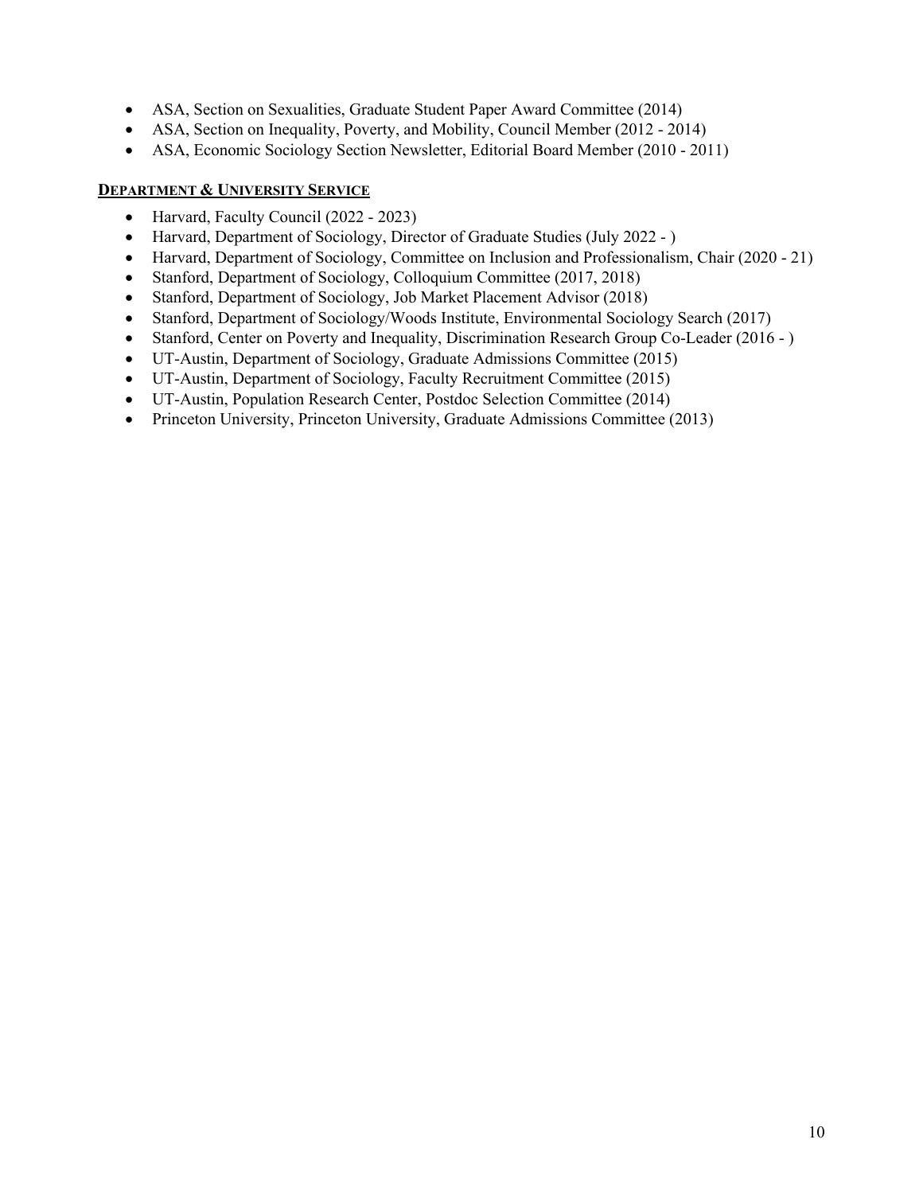- ASA, Section on Sexualities, Graduate Student Paper Award Committee (2014)
- ASA, Section on Inequality, Poverty, and Mobility, Council Member (2012 - 2014)
- ASA, Economic Sociology Section Newsletter, Editorial Board Member (2010 - 2011)

## DEPARTMENT & UNIVERSITY SERVICE

- Harvard, Faculty Council (2022 - 2023)
- Harvard, Department of Sociology, Director of Graduate Studies (July 2022 - )
- Harvard, Department of Sociology, Committee on Inclusion and Professionalism, Chair (2020 - 21)
- Stanford, Department of Sociology, Colloquium Committee (2017, 2018)
- Stanford, Department of Sociology, Job Market Placement Advisor (2018)
- Stanford, Department of Sociology/Woods Institute, Environmental Sociology Search (2017)
- Stanford, Center on Poverty and Inequality, Discrimination Research Group Co-Leader (2016 - )
- UT-Austin, Department of Sociology, Graduate Admissions Committee (2015)
- UT-Austin, Department of Sociology, Faculty Recruitment Committee (2015)
- UT-Austin, Population Research Center, Postdoc Selection Committee (2014)
- Princeton University, Princeton University, Graduate Admissions Committee (2013)